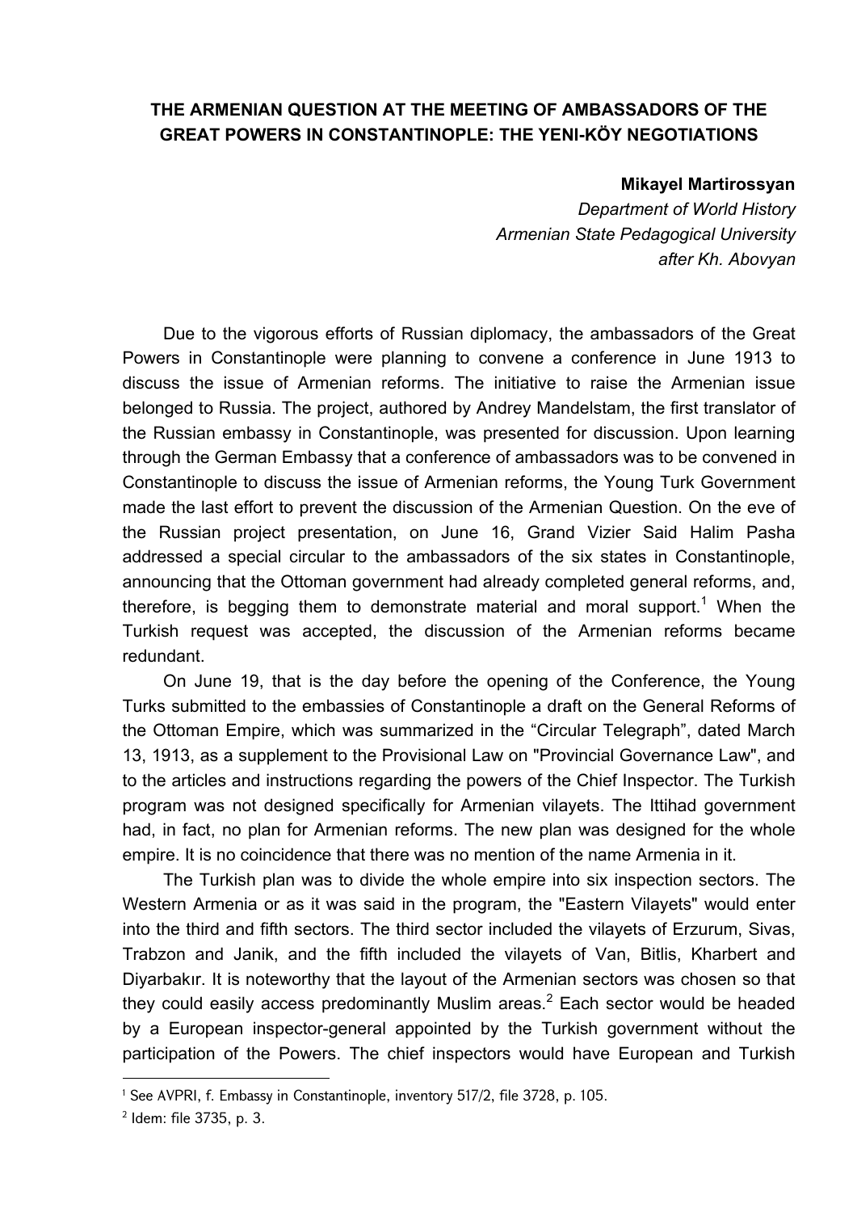# THE ARMENIAN QUESTION AT THE MEETING OF AMBASSADORS OF THE GREAT POWERS IN CONSTANTINOPLE: THE YENI-KÖY NEGOTIATIONS

**Mikayel Martirossyan**
*Department of World History*
*Armenian State Pedagogical University*
*after Kh. Abovyan*

Due to the vigorous efforts of Russian diplomacy, the ambassadors of the Great Powers in Constantinople were planning to convene a conference in June 1913 to discuss the issue of Armenian reforms. The initiative to raise the Armenian issue belonged to Russia. The project, authored by Andrey Mandelstam, the first translator of the Russian embassy in Constantinople, was presented for discussion. Upon learning through the German Embassy that a conference of ambassadors was to be convened in Constantinople to discuss the issue of Armenian reforms, the Young Turk Government made the last effort to prevent the discussion of the Armenian Question. On the eve of the Russian project presentation, on June 16, Grand Vizier Said Halim Pasha addressed a special circular to the ambassadors of the six states in Constantinople, announcing that the Ottoman government had already completed general reforms, and, therefore, is begging them to demonstrate material and moral support.[1] When the Turkish request was accepted, the discussion of the Armenian reforms became redundant.

On June 19, that is the day before the opening of the Conference, the Young Turks submitted to the embassies of Constantinople a draft on the General Reforms of the Ottoman Empire, which was summarized in the "Circular Telegraph", dated March 13, 1913, as a supplement to the Provisional Law on "Provincial Governance Law", and to the articles and instructions regarding the powers of the Chief Inspector. The Turkish program was not designed specifically for Armenian vilayets. The Ittihad government had, in fact, no plan for Armenian reforms. The new plan was designed for the whole empire. It is no coincidence that there was no mention of the name Armenia in it.

The Turkish plan was to divide the whole empire into six inspection sectors. The Western Armenia or as it was said in the program, the "Eastern Vilayets" would enter into the third and fifth sectors. The third sector included the vilayets of Erzurum, Sivas, Trabzon and Janik, and the fifth included the vilayets of Van, Bitlis, Kharbert and Diyarbakır. It is noteworthy that the layout of the Armenian sectors was chosen so that they could easily access predominantly Muslim areas.[2] Each sector would be headed by a European inspector-general appointed by the Turkish government without the participation of the Powers. The chief inspectors would have European and Turkish

---

[1] See AVPRI, f. Embassy in Constantinople, inventory 517/2, file 3728, p. 105.

[2] Idem: file 3735, p. 3.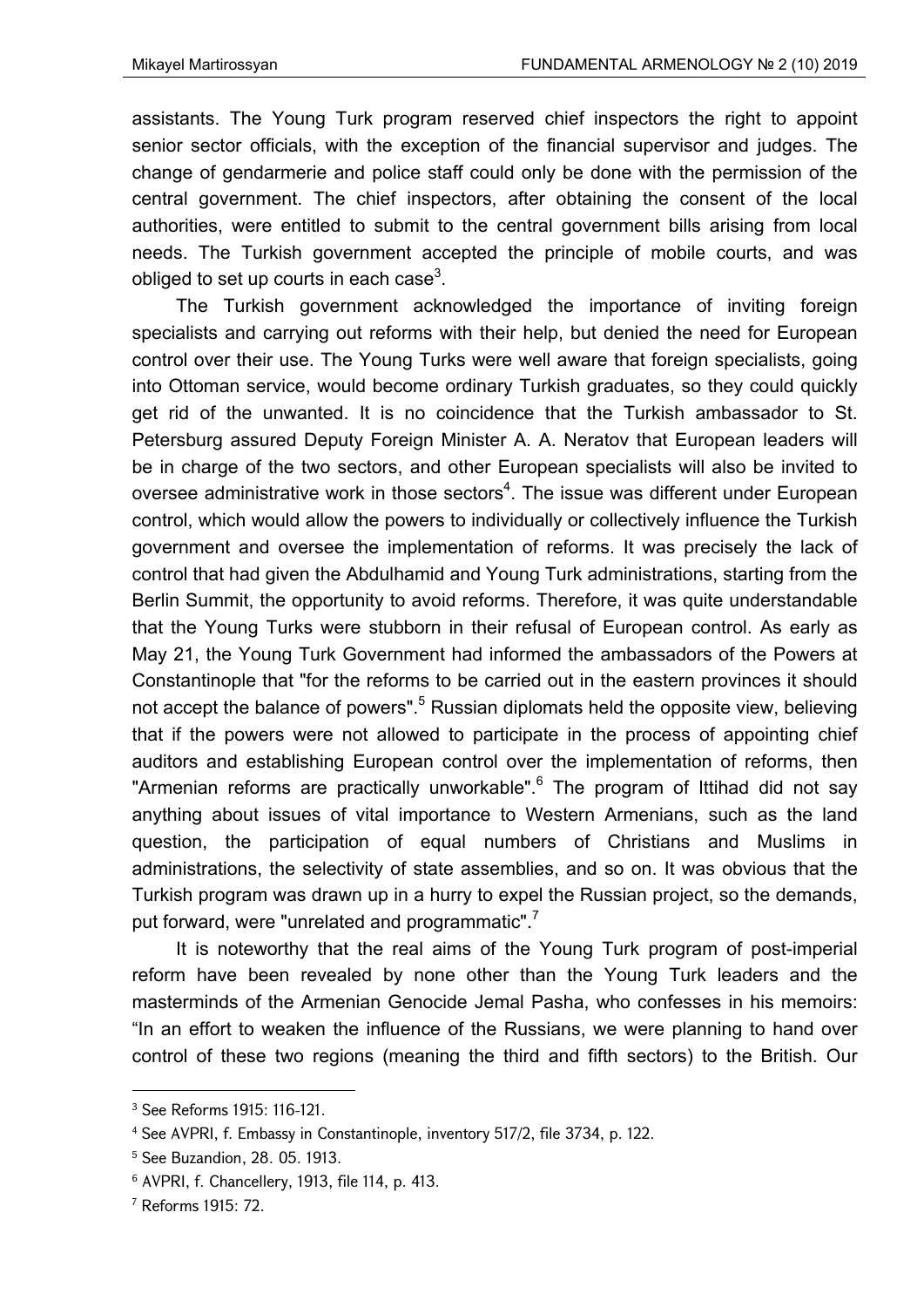assistants. The Young Turk program reserved chief inspectors the right to appoint senior sector officials, with the exception of the financial supervisor and judges. The change of gendarmerie and police staff could only be done with the permission of the central government. The chief inspectors, after obtaining the consent of the local authorities, were entitled to submit to the central government bills arising from local needs. The Turkish government accepted the principle of mobile courts, and was obliged to set up courts in each case[3].

The Turkish government acknowledged the importance of inviting foreign specialists and carrying out reforms with their help, but denied the need for European control over their use. The Young Turks were well aware that foreign specialists, going into Ottoman service, would become ordinary Turkish graduates, so they could quickly get rid of the unwanted. It is no coincidence that the Turkish ambassador to St. Petersburg assured Deputy Foreign Minister A. A. Neratov that European leaders will be in charge of the two sectors, and other European specialists will also be invited to oversee administrative work in those sectors[4]. The issue was different under European control, which would allow the powers to individually or collectively influence the Turkish government and oversee the implementation of reforms. It was precisely the lack of control that had given the Abdulhamid and Young Turk administrations, starting from the Berlin Summit, the opportunity to avoid reforms. Therefore, it was quite understandable that the Young Turks were stubborn in their refusal of European control. As early as May 21, the Young Turk Government had informed the ambassadors of the Powers at Constantinople that "for the reforms to be carried out in the eastern provinces it should not accept the balance of powers".[5] Russian diplomats held the opposite view, believing that if the powers were not allowed to participate in the process of appointing chief auditors and establishing European control over the implementation of reforms, then "Armenian reforms are practically unworkable".[6] The program of Ittihad did not say anything about issues of vital importance to Western Armenians, such as the land question, the participation of equal numbers of Christians and Muslims in administrations, the selectivity of state assemblies, and so on. It was obvious that the Turkish program was drawn up in a hurry to expel the Russian project, so the demands, put forward, were "unrelated and programmatic".[7]

It is noteworthy that the real aims of the Young Turk program of post-imperial reform have been revealed by none other than the Young Turk leaders and the masterminds of the Armenian Genocide Jemal Pasha, who confesses in his memoirs: "In an effort to weaken the influence of the Russians, we were planning to hand over control of these two regions (meaning the third and fifth sectors) to the British. Our

---

[3] See Reforms 1915: 116-121.

[4] See AVPRI, f. Embassy in Constantinople, inventory 517/2, file 3734, p. 122.

[5] See Buzandion, 28. 05. 1913.

[6] AVPRI, f. Chancellery, 1913, file 114, p. 413.

[7] Reforms 1915: 72.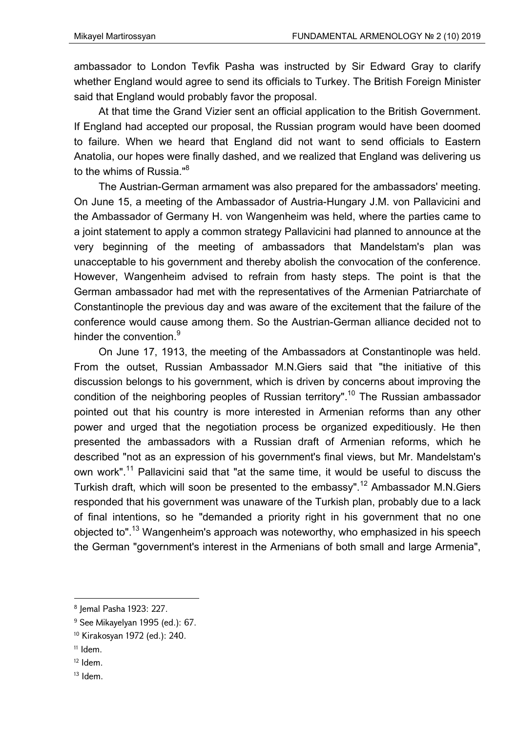ambassador to London Tevfik Pasha was instructed by Sir Edward Gray to clarify whether England would agree to send its officials to Turkey. The British Foreign Minister said that England would probably favor the proposal.

At that time the Grand Vizier sent an official application to the British Government. If England had accepted our proposal, the Russian program would have been doomed to failure. When we heard that England did not want to send officials to Eastern Anatolia, our hopes were finally dashed, and we realized that England was delivering us to the whims of Russia."[8]

The Austrian-German armament was also prepared for the ambassadors' meeting. On June 15, a meeting of the Ambassador of Austria-Hungary J.M. von Pallavicini and the Ambassador of Germany H. von Wangenheim was held, where the parties came to a joint statement to apply a common strategy Pallavicini had planned to announce at the very beginning of the meeting of ambassadors that Mandelstam's plan was unacceptable to his government and thereby abolish the convocation of the conference. However, Wangenheim advised to refrain from hasty steps. The point is that the German ambassador had met with the representatives of the Armenian Patriarchate of Constantinople the previous day and was aware of the excitement that the failure of the conference would cause among them. So the Austrian-German alliance decided not to hinder the convention.[9]

On June 17, 1913, the meeting of the Ambassadors at Constantinople was held. From the outset, Russian Ambassador M.N.Giers said that "the initiative of this discussion belongs to his government, which is driven by concerns about improving the condition of the neighboring peoples of Russian territory".[10] The Russian ambassador pointed out that his country is more interested in Armenian reforms than any other power and urged that the negotiation process be organized expeditiously. He then presented the ambassadors with a Russian draft of Armenian reforms, which he described "not as an expression of his government's final views, but Mr. Mandelstam's own work".[11] Pallavicini said that "at the same time, it would be useful to discuss the Turkish draft, which will soon be presented to the embassy".[12] Ambassador M.N.Giers responded that his government was unaware of the Turkish plan, probably due to a lack of final intentions, so he "demanded a priority right in his government that no one objected to".[13] Wangenheim's approach was noteworthy, who emphasized in his speech the German "government's interest in the Armenians of both small and large Armenia",

---

[8] Jemal Pasha 1923: 227.

[9] See Mikayelyan 1995 (ed.): 67.

[10] Kirakosyan 1972 (ed.): 240.

[11] Idem.

[12] Idem.

[13] Idem.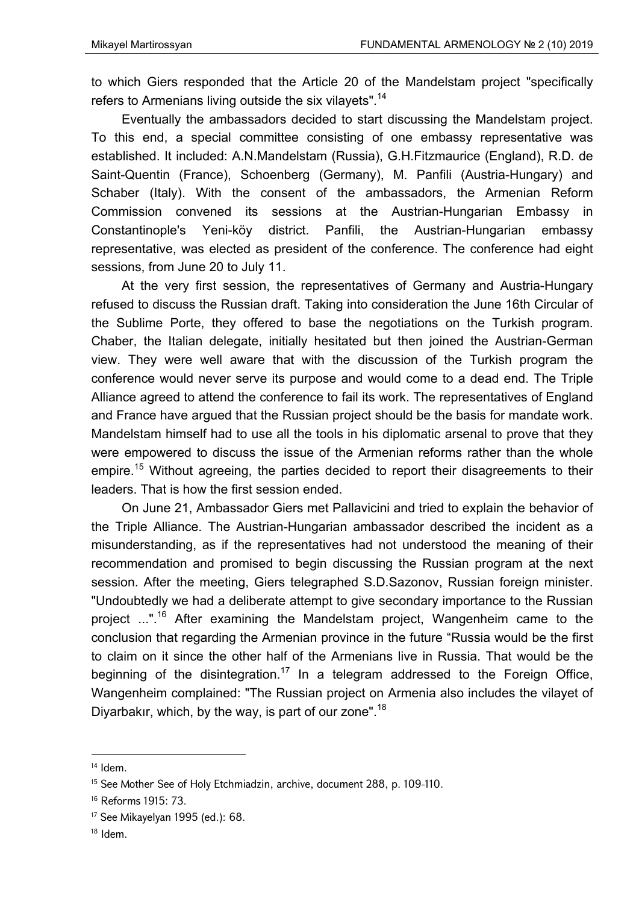to which Giers responded that the Article 20 of the Mandelstam project "specifically refers to Armenians living outside the six vilayets".[14]

Eventually the ambassadors decided to start discussing the Mandelstam project. To this end, a special committee consisting of one embassy representative was established. It included: A.N.Mandelstam (Russia), G.H.Fitzmaurice (England), R.D. de Saint-Quentin (France), Schoenberg (Germany), M. Panfili (Austria-Hungary) and Schaber (Italy). With the consent of the ambassadors, the Armenian Reform Commission convened its sessions at the Austrian-Hungarian Embassy in Constantinople's Yeni-köy district. Panfili, the Austrian-Hungarian embassy representative, was elected as president of the conference. The conference had eight sessions, from June 20 to July 11.

At the very first session, the representatives of Germany and Austria-Hungary refused to discuss the Russian draft. Taking into consideration the June 16th Circular of the Sublime Porte, they offered to base the negotiations on the Turkish program. Chaber, the Italian delegate, initially hesitated but then joined the Austrian-German view. They were well aware that with the discussion of the Turkish program the conference would never serve its purpose and would come to a dead end. The Triple Alliance agreed to attend the conference to fail its work. The representatives of England and France have argued that the Russian project should be the basis for mandate work. Mandelstam himself had to use all the tools in his diplomatic arsenal to prove that they were empowered to discuss the issue of the Armenian reforms rather than the whole empire.[15] Without agreeing, the parties decided to report their disagreements to their leaders. That is how the first session ended.

On June 21, Ambassador Giers met Pallavicini and tried to explain the behavior of the Triple Alliance. The Austrian-Hungarian ambassador described the incident as a misunderstanding, as if the representatives had not understood the meaning of their recommendation and promised to begin discussing the Russian program at the next session. After the meeting, Giers telegraphed S.D.Sazonov, Russian foreign minister. "Undoubtedly we had a deliberate attempt to give secondary importance to the Russian project ...".[16] After examining the Mandelstam project, Wangenheim came to the conclusion that regarding the Armenian province in the future "Russia would be the first to claim on it since the other half of the Armenians live in Russia. That would be the beginning of the disintegration.[17] In a telegram addressed to the Foreign Office, Wangenheim complained: "The Russian project on Armenia also includes the vilayet of Diyarbakır, which, by the way, is part of our zone".[18]

---

[14] Idem.

[15] See Mother See of Holy Etchmiadzin, archive, document 288, p. 109-110.

[16] Reforms 1915: 73.

[17] See Mikayelyan 1995 (ed.): 68.

[18] Idem.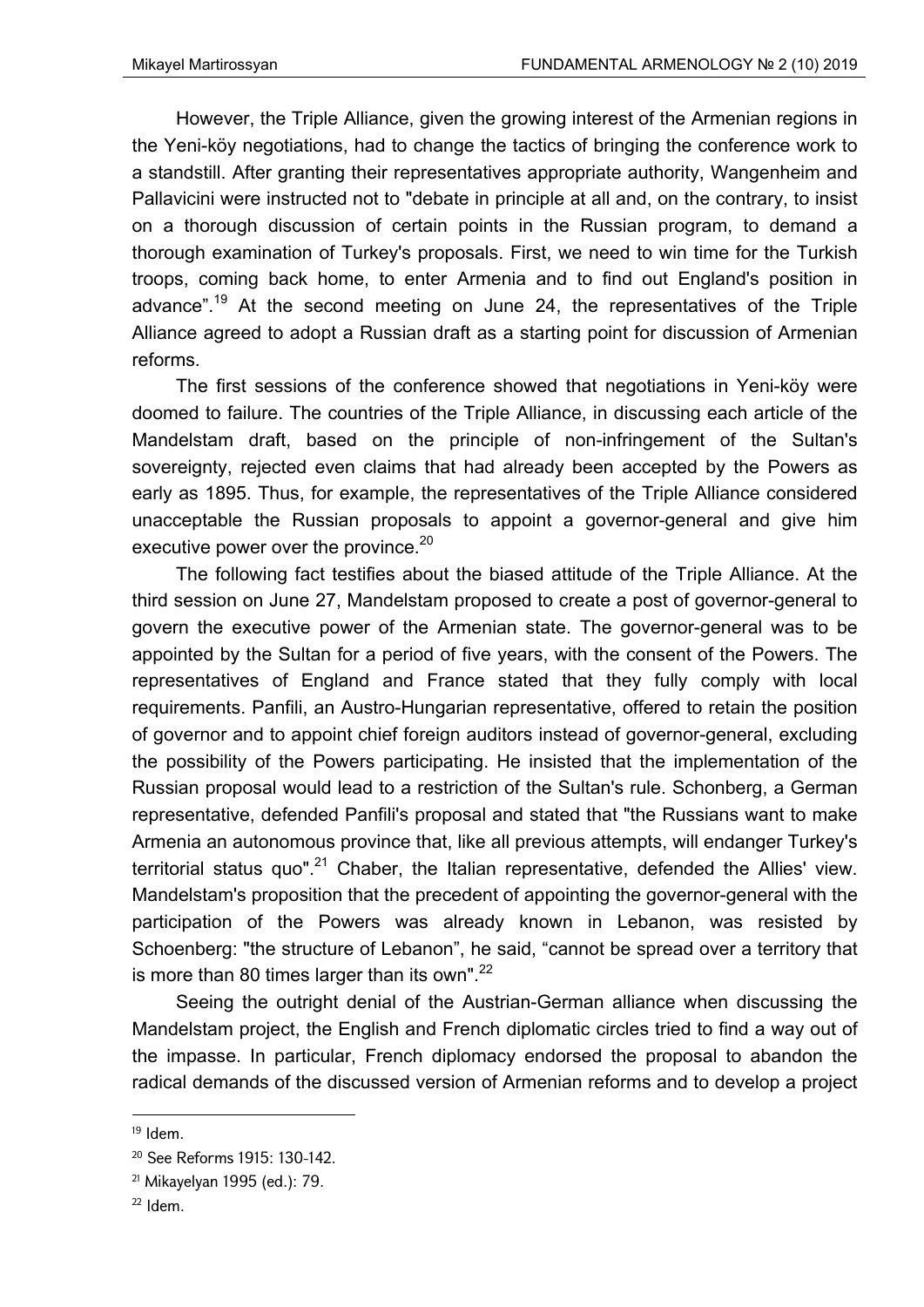However, the Triple Alliance, given the growing interest of the Armenian regions in the Yeni-köy negotiations, had to change the tactics of bringing the conference work to a standstill. After granting their representatives appropriate authority, Wangenheim and Pallavicini were instructed not to "debate in principle at all and, on the contrary, to insist on a thorough discussion of certain points in the Russian program, to demand a thorough examination of Turkey's proposals. First, we need to win time for the Turkish troops, coming back home, to enter Armenia and to find out England's position in advance".[19] At the second meeting on June 24, the representatives of the Triple Alliance agreed to adopt a Russian draft as a starting point for discussion of Armenian reforms.

The first sessions of the conference showed that negotiations in Yeni-köy were doomed to failure. The countries of the Triple Alliance, in discussing each article of the Mandelstam draft, based on the principle of non-infringement of the Sultan's sovereignty, rejected even claims that had already been accepted by the Powers as early as 1895. Thus, for example, the representatives of the Triple Alliance considered unacceptable the Russian proposals to appoint a governor-general and give him executive power over the province.[20]

The following fact testifies about the biased attitude of the Triple Alliance. At the third session on June 27, Mandelstam proposed to create a post of governor-general to govern the executive power of the Armenian state. The governor-general was to be appointed by the Sultan for a period of five years, with the consent of the Powers. The representatives of England and France stated that they fully comply with local requirements. Panfili, an Austro-Hungarian representative, offered to retain the position of governor and to appoint chief foreign auditors instead of governor-general, excluding the possibility of the Powers participating. He insisted that the implementation of the Russian proposal would lead to a restriction of the Sultan's rule. Schonberg, a German representative, defended Panfili's proposal and stated that "the Russians want to make Armenia an autonomous province that, like all previous attempts, will endanger Turkey's territorial status quo".[21] Chaber, the Italian representative, defended the Allies' view. Mandelstam's proposition that the precedent of appointing the governor-general with the participation of the Powers was already known in Lebanon, was resisted by Schoenberg: "the structure of Lebanon", he said, "cannot be spread over a territory that is more than 80 times larger than its own".[22]

Seeing the outright denial of the Austrian-German alliance when discussing the Mandelstam project, the English and French diplomatic circles tried to find a way out of the impasse. In particular, French diplomacy endorsed the proposal to abandon the radical demands of the discussed version of Armenian reforms and to develop a project

---

[19] Idem.

[20] See Reforms 1915: 130-142.

[21] Mikayelyan 1995 (ed.): 79.

[22] Idem.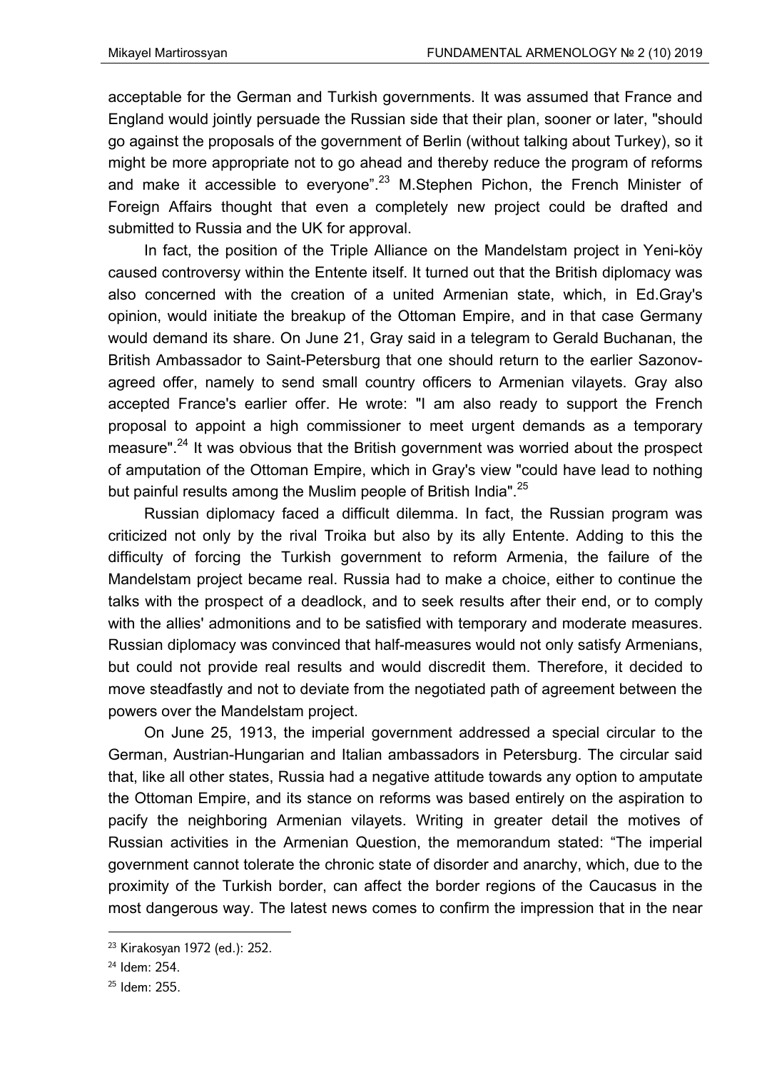acceptable for the German and Turkish governments. It was assumed that France and England would jointly persuade the Russian side that their plan, sooner or later, "should go against the proposals of the government of Berlin (without talking about Turkey), so it might be more appropriate not to go ahead and thereby reduce the program of reforms and make it accessible to everyone".[23] M.Stephen Pichon, the French Minister of Foreign Affairs thought that even a completely new project could be drafted and submitted to Russia and the UK for approval.

In fact, the position of the Triple Alliance on the Mandelstam project in Yeni-köy caused controversy within the Entente itself. It turned out that the British diplomacy was also concerned with the creation of a united Armenian state, which, in Ed.Gray's opinion, would initiate the breakup of the Ottoman Empire, and in that case Germany would demand its share. On June 21, Gray said in a telegram to Gerald Buchanan, the British Ambassador to Saint-Petersburg that one should return to the earlier Sazonov-agreed offer, namely to send small country officers to Armenian vilayets. Gray also accepted France's earlier offer. He wrote: "I am also ready to support the French proposal to appoint a high commissioner to meet urgent demands as a temporary measure".[24] It was obvious that the British government was worried about the prospect of amputation of the Ottoman Empire, which in Gray's view "could have lead to nothing but painful results among the Muslim people of British India".[25]

Russian diplomacy faced a difficult dilemma. In fact, the Russian program was criticized not only by the rival Troika but also by its ally Entente. Adding to this the difficulty of forcing the Turkish government to reform Armenia, the failure of the Mandelstam project became real. Russia had to make a choice, either to continue the talks with the prospect of a deadlock, and to seek results after their end, or to comply with the allies' admonitions and to be satisfied with temporary and moderate measures. Russian diplomacy was convinced that half-measures would not only satisfy Armenians, but could not provide real results and would discredit them. Therefore, it decided to move steadfastly and not to deviate from the negotiated path of agreement between the powers over the Mandelstam project.

On June 25, 1913, the imperial government addressed a special circular to the German, Austrian-Hungarian and Italian ambassadors in Petersburg. The circular said that, like all other states, Russia had a negative attitude towards any option to amputate the Ottoman Empire, and its stance on reforms was based entirely on the aspiration to pacify the neighboring Armenian vilayets. Writing in greater detail the motives of Russian activities in the Armenian Question, the memorandum stated: "The imperial government cannot tolerate the chronic state of disorder and anarchy, which, due to the proximity of the Turkish border, can affect the border regions of the Caucasus in the most dangerous way. The latest news comes to confirm the impression that in the near

[23] Kirakosyan 1972 (ed.): 252.

[24] Idem: 254.

[25] Idem: 255.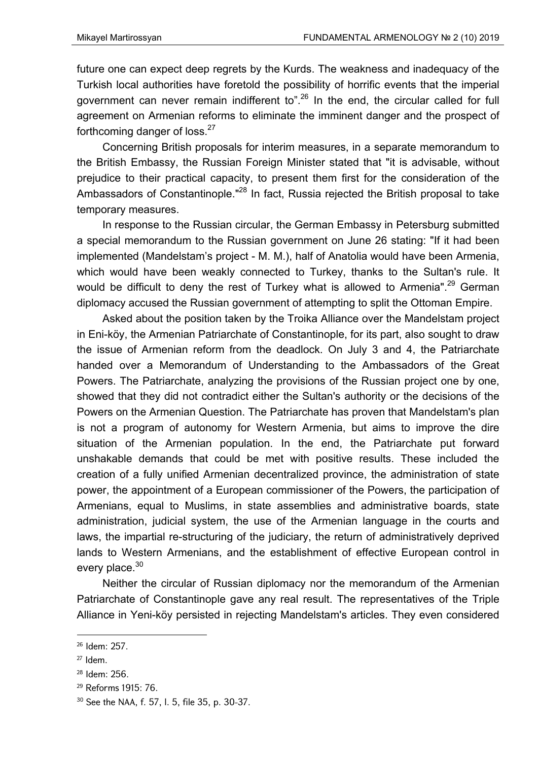future one can expect deep regrets by the Kurds. The weakness and inadequacy of the Turkish local authorities have foretold the possibility of horrific events that the imperial government can never remain indifferent to".[26] In the end, the circular called for full agreement on Armenian reforms to eliminate the imminent danger and the prospect of forthcoming danger of loss.[27]

Concerning British proposals for interim measures, in a separate memorandum to the British Embassy, the Russian Foreign Minister stated that "it is advisable, without prejudice to their practical capacity, to present them first for the consideration of the Ambassadors of Constantinople."[28] In fact, Russia rejected the British proposal to take temporary measures.

In response to the Russian circular, the German Embassy in Petersburg submitted a special memorandum to the Russian government on June 26 stating: "If it had been implemented (Mandelstam's project - M. M.), half of Anatolia would have been Armenia, which would have been weakly connected to Turkey, thanks to the Sultan's rule. It would be difficult to deny the rest of Turkey what is allowed to Armenia".[29] German diplomacy accused the Russian government of attempting to split the Ottoman Empire.

Asked about the position taken by the Troika Alliance over the Mandelstam project in Eni-köy, the Armenian Patriarchate of Constantinople, for its part, also sought to draw the issue of Armenian reform from the deadlock. On July 3 and 4, the Patriarchate handed over a Memorandum of Understanding to the Ambassadors of the Great Powers. The Patriarchate, analyzing the provisions of the Russian project one by one, showed that they did not contradict either the Sultan's authority or the decisions of the Powers on the Armenian Question. The Patriarchate has proven that Mandelstam's plan is not a program of autonomy for Western Armenia, but aims to improve the dire situation of the Armenian population. In the end, the Patriarchate put forward unshakable demands that could be met with positive results. These included the creation of a fully unified Armenian decentralized province, the administration of state power, the appointment of a European commissioner of the Powers, the participation of Armenians, equal to Muslims, in state assemblies and administrative boards, state administration, judicial system, the use of the Armenian language in the courts and laws, the impartial re-structuring of the judiciary, the return of administratively deprived lands to Western Armenians, and the establishment of effective European control in every place.[30]

Neither the circular of Russian diplomacy nor the memorandum of the Armenian Patriarchate of Constantinople gave any real result. The representatives of the Triple Alliance in Yeni-köy persisted in rejecting Mandelstam's articles. They even considered

---

[26] Idem: 257.

[27] Idem.

[28] Idem: 256.

[29] Reforms 1915: 76.

[30] See the NAA, f. 57, l. 5, file 35, p. 30-37.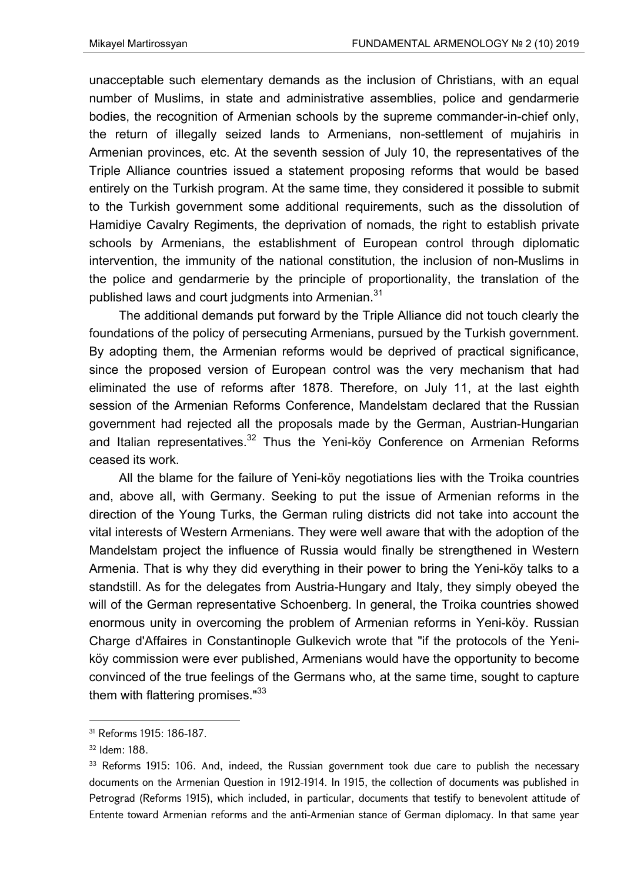unacceptable such elementary demands as the inclusion of Christians, with an equal number of Muslims, in state and administrative assemblies, police and gendarmerie bodies, the recognition of Armenian schools by the supreme commander-in-chief only, the return of illegally seized lands to Armenians, non-settlement of mujahiris in Armenian provinces, etc. At the seventh session of July 10, the representatives of the Triple Alliance countries issued a statement proposing reforms that would be based entirely on the Turkish program. At the same time, they considered it possible to submit to the Turkish government some additional requirements, such as the dissolution of Hamidiye Cavalry Regiments, the deprivation of nomads, the right to establish private schools by Armenians, the establishment of European control through diplomatic intervention, the immunity of the national constitution, the inclusion of non-Muslims in the police and gendarmerie by the principle of proportionality, the translation of the published laws and court judgments into Armenian.[31]

The additional demands put forward by the Triple Alliance did not touch clearly the foundations of the policy of persecuting Armenians, pursued by the Turkish government. By adopting them, the Armenian reforms would be deprived of practical significance, since the proposed version of European control was the very mechanism that had eliminated the use of reforms after 1878. Therefore, on July 11, at the last eighth session of the Armenian Reforms Conference, Mandelstam declared that the Russian government had rejected all the proposals made by the German, Austrian-Hungarian and Italian representatives.[32] Thus the Yeni-köy Conference on Armenian Reforms ceased its work.

All the blame for the failure of Yeni-köy negotiations lies with the Troika countries and, above all, with Germany. Seeking to put the issue of Armenian reforms in the direction of the Young Turks, the German ruling districts did not take into account the vital interests of Western Armenians. They were well aware that with the adoption of the Mandelstam project the influence of Russia would finally be strengthened in Western Armenia. That is why they did everything in their power to bring the Yeni-köy talks to a standstill. As for the delegates from Austria-Hungary and Italy, they simply obeyed the will of the German representative Schoenberg. In general, the Troika countries showed enormous unity in overcoming the problem of Armenian reforms in Yeni-köy. Russian Charge d'Affaires in Constantinople Gulkevich wrote that "if the protocols of the Yeni-köy commission were ever published, Armenians would have the opportunity to become convinced of the true feelings of the Germans who, at the same time, sought to capture them with flattering promises."[33]

---

[31] Reforms 1915: 186-187.

[32] Idem: 188.

[33] Reforms 1915: 106. And, indeed, the Russian government took due care to publish the necessary documents on the Armenian Question in 1912-1914. In 1915, the collection of documents was published in Petrograd (Reforms 1915), which included, in particular, documents that testify to benevolent attitude of Entente toward Armenian reforms and the anti-Armenian stance of German diplomacy. In that same year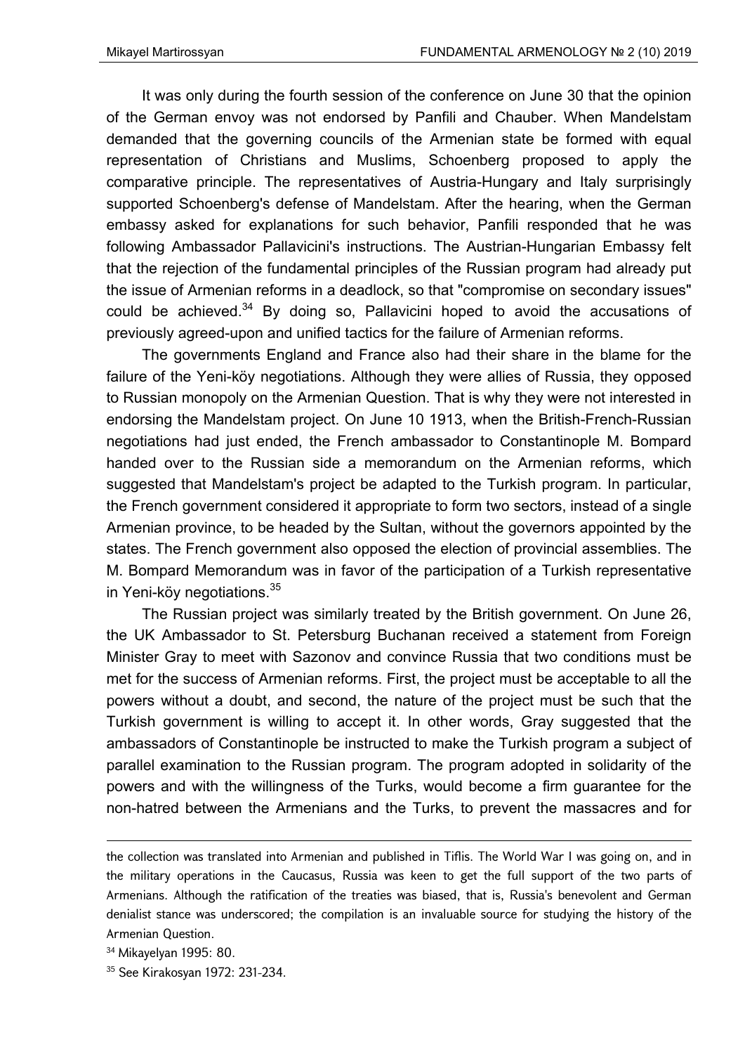It was only during the fourth session of the conference on June 30 that the opinion of the German envoy was not endorsed by Panfili and Chauber. When Mandelstam demanded that the governing councils of the Armenian state be formed with equal representation of Christians and Muslims, Schoenberg proposed to apply the comparative principle. The representatives of Austria-Hungary and Italy surprisingly supported Schoenberg's defense of Mandelstam. After the hearing, when the German embassy asked for explanations for such behavior, Panfili responded that he was following Ambassador Pallavicini's instructions. The Austrian-Hungarian Embassy felt that the rejection of the fundamental principles of the Russian program had already put the issue of Armenian reforms in a deadlock, so that "compromise on secondary issues" could be achieved.[34] By doing so, Pallavicini hoped to avoid the accusations of previously agreed-upon and unified tactics for the failure of Armenian reforms.

The governments England and France also had their share in the blame for the failure of the Yeni-köy negotiations. Although they were allies of Russia, they opposed to Russian monopoly on the Armenian Question. That is why they were not interested in endorsing the Mandelstam project. On June 10 1913, when the British-French-Russian negotiations had just ended, the French ambassador to Constantinople M. Bompard handed over to the Russian side a memorandum on the Armenian reforms, which suggested that Mandelstam's project be adapted to the Turkish program. In particular, the French government considered it appropriate to form two sectors, instead of a single Armenian province, to be headed by the Sultan, without the governors appointed by the states. The French government also opposed the election of provincial assemblies. The M. Bompard Memorandum was in favor of the participation of a Turkish representative in Yeni-köy negotiations.[35]

The Russian project was similarly treated by the British government. On June 26, the UK Ambassador to St. Petersburg Buchanan received a statement from Foreign Minister Gray to meet with Sazonov and convince Russia that two conditions must be met for the success of Armenian reforms. First, the project must be acceptable to all the powers without a doubt, and second, the nature of the project must be such that the Turkish government is willing to accept it. In other words, Gray suggested that the ambassadors of Constantinople be instructed to make the Turkish program a subject of parallel examination to the Russian program. The program adopted in solidarity of the powers and with the willingness of the Turks, would become a firm guarantee for the non-hatred between the Armenians and the Turks, to prevent the massacres and for

---

the collection was translated into Armenian and published in Tiflis. The World War I was going on, and in the military operations in the Caucasus, Russia was keen to get the full support of the two parts of Armenians. Although the ratification of the treaties was biased, that is, Russia's benevolent and German denialist stance was underscored; the compilation is an invaluable source for studying the history of the Armenian Question.

[34] Mikayelyan 1995: 80.

[35] See Kirakosyan 1972: 231-234.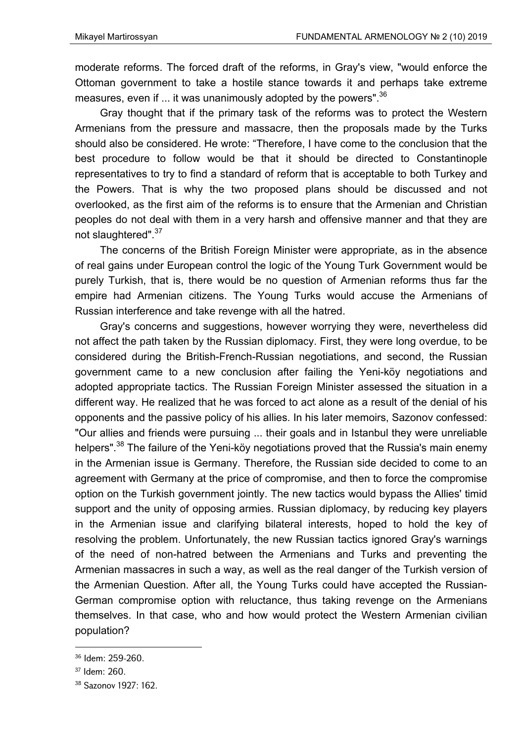moderate reforms. The forced draft of the reforms, in Gray's view, "would enforce the Ottoman government to take a hostile stance towards it and perhaps take extreme measures, even if ... it was unanimously adopted by the powers".[36]

Gray thought that if the primary task of the reforms was to protect the Western Armenians from the pressure and massacre, then the proposals made by the Turks should also be considered. He wrote: "Therefore, I have come to the conclusion that the best procedure to follow would be that it should be directed to Constantinople representatives to try to find a standard of reform that is acceptable to both Turkey and the Powers. That is why the two proposed plans should be discussed and not overlooked, as the first aim of the reforms is to ensure that the Armenian and Christian peoples do not deal with them in a very harsh and offensive manner and that they are not slaughtered".[37]

The concerns of the British Foreign Minister were appropriate, as in the absence of real gains under European control the logic of the Young Turk Government would be purely Turkish, that is, there would be no question of Armenian reforms thus far the empire had Armenian citizens. The Young Turks would accuse the Armenians of Russian interference and take revenge with all the hatred.

Gray's concerns and suggestions, however worrying they were, nevertheless did not affect the path taken by the Russian diplomacy. First, they were long overdue, to be considered during the British-French-Russian negotiations, and second, the Russian government came to a new conclusion after failing the Yeni-köy negotiations and adopted appropriate tactics. The Russian Foreign Minister assessed the situation in a different way. He realized that he was forced to act alone as a result of the denial of his opponents and the passive policy of his allies. In his later memoirs, Sazonov confessed: "Our allies and friends were pursuing ... their goals and in Istanbul they were unreliable helpers".[38] The failure of the Yeni-köy negotiations proved that the Russia's main enemy in the Armenian issue is Germany. Therefore, the Russian side decided to come to an agreement with Germany at the price of compromise, and then to force the compromise option on the Turkish government jointly. The new tactics would bypass the Allies' timid support and the unity of opposing armies. Russian diplomacy, by reducing key players in the Armenian issue and clarifying bilateral interests, hoped to hold the key of resolving the problem. Unfortunately, the new Russian tactics ignored Gray's warnings of the need of non-hatred between the Armenians and Turks and preventing the Armenian massacres in such a way, as well as the real danger of the Turkish version of the Armenian Question. After all, the Young Turks could have accepted the Russian-German compromise option with reluctance, thus taking revenge on the Armenians themselves. In that case, who and how would protect the Western Armenian civilian population?

---

[36] Idem: 259-260.

[37] Idem: 260.

[38] Sazonov 1927: 162.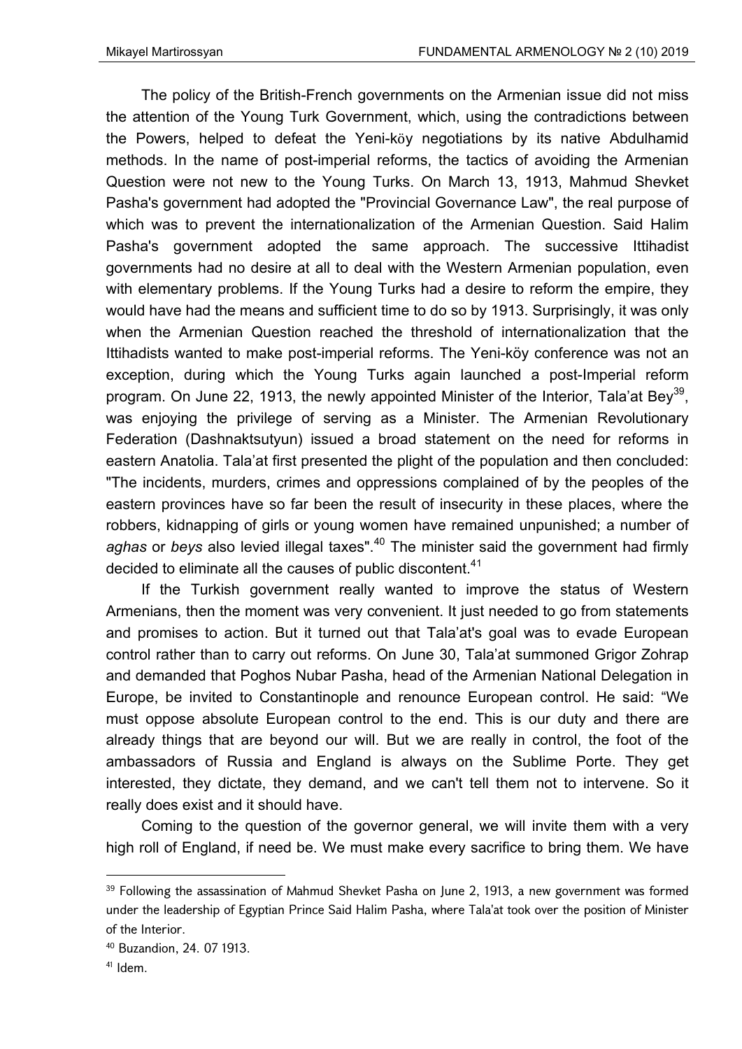The policy of the British-French governments on the Armenian issue did not miss the attention of the Young Turk Government, which, using the contradictions between the Powers, helped to defeat the Yeni-köy negotiations by its native Abdulhamid methods. In the name of post-imperial reforms, the tactics of avoiding the Armenian Question were not new to the Young Turks. On March 13, 1913, Mahmud Shevket Pasha's government had adopted the "Provincial Governance Law", the real purpose of which was to prevent the internationalization of the Armenian Question. Said Halim Pasha's government adopted the same approach. The successive Ittihadist governments had no desire at all to deal with the Western Armenian population, even with elementary problems. If the Young Turks had a desire to reform the empire, they would have had the means and sufficient time to do so by 1913. Surprisingly, it was only when the Armenian Question reached the threshold of internationalization that the Ittihadists wanted to make post-imperial reforms. The Yeni-köy conference was not an exception, during which the Young Turks again launched a post-Imperial reform program. On June 22, 1913, the newly appointed Minister of the Interior, Tala'at Bey[39], was enjoying the privilege of serving as a Minister. The Armenian Revolutionary Federation (Dashnaktsutyun) issued a broad statement on the need for reforms in eastern Anatolia. Tala'at first presented the plight of the population and then concluded: "The incidents, murders, crimes and oppressions complained of by the peoples of the eastern provinces have so far been the result of insecurity in these places, where the robbers, kidnapping of girls or young women have remained unpunished; a number of *aghas* or *beys* also levied illegal taxes".[40] The minister said the government had firmly decided to eliminate all the causes of public discontent.[41]

If the Turkish government really wanted to improve the status of Western Armenians, then the moment was very convenient. It just needed to go from statements and promises to action. But it turned out that Tala'at's goal was to evade European control rather than to carry out reforms. On June 30, Tala'at summoned Grigor Zohrap and demanded that Poghos Nubar Pasha, head of the Armenian National Delegation in Europe, be invited to Constantinople and renounce European control. He said: "We must oppose absolute European control to the end. This is our duty and there are already things that are beyond our will. But we are really in control, the foot of the ambassadors of Russia and England is always on the Sublime Porte. They get interested, they dictate, they demand, and we can't tell them not to intervene. So it really does exist and it should have.

Coming to the question of the governor general, we will invite them with a very high roll of England, if need be. We must make every sacrifice to bring them. We have

---

[39] Following the assassination of Mahmud Shevket Pasha on June 2, 1913, a new government was formed under the leadership of Egyptian Prince Said Halim Pasha, where Tala'at took over the position of Minister of the Interior.

[40] Buzandion, 24. 07 1913.

[41] Idem.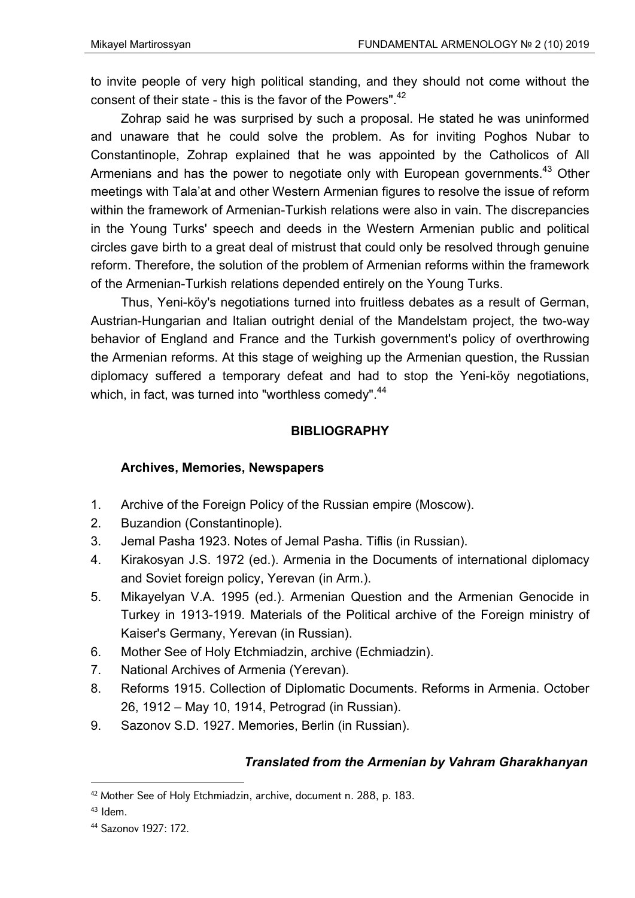to invite people of very high political standing, and they should not come without the consent of their state - this is the favor of the Powers".[42]

Zohrap said he was surprised by such a proposal. He stated he was uninformed and unaware that he could solve the problem. As for inviting Poghos Nubar to Constantinople, Zohrap explained that he was appointed by the Catholicos of All Armenians and has the power to negotiate only with European governments.[43] Other meetings with Tala'at and other Western Armenian figures to resolve the issue of reform within the framework of Armenian-Turkish relations were also in vain. The discrepancies in the Young Turks' speech and deeds in the Western Armenian public and political circles gave birth to a great deal of mistrust that could only be resolved through genuine reform. Therefore, the solution of the problem of Armenian reforms within the framework of the Armenian-Turkish relations depended entirely on the Young Turks.

Thus, Yeni-köy's negotiations turned into fruitless debates as a result of German, Austrian-Hungarian and Italian outright denial of the Mandelstam project, the two-way behavior of England and France and the Turkish government's policy of overthrowing the Armenian reforms. At this stage of weighing up the Armenian question, the Russian diplomacy suffered a temporary defeat and had to stop the Yeni-köy negotiations, which, in fact, was turned into "worthless comedy".[44]

## BIBLIOGRAPHY

### Archives, Memories, Newspapers

1. Archive of the Foreign Policy of the Russian empire (Moscow).
2. Buzandion (Constantinople).
3. Jemal Pasha 1923. Notes of Jemal Pasha. Tiflis (in Russian).
4. Kirakosyan J.S. 1972 (ed.). Armenia in the Documents of international diplomacy and Soviet foreign policy, Yerevan (in Arm.).
5. Mikayelyan V.A. 1995 (ed.). Armenian Question and the Armenian Genocide in Turkey in 1913-1919. Materials of the Political archive of the Foreign ministry of Kaiser's Germany, Yerevan (in Russian).
6. Mother See of Holy Etchmiadzin, archive (Echmiadzin).
7. National Archives of Armenia (Yerevan).
8. Reforms 1915. Collection of Diplomatic Documents. Reforms in Armenia. October 26, 1912 – May 10, 1914, Petrograd (in Russian).
9. Sazonov S.D. 1927. Memories, Berlin (in Russian).

***Translated from the Armenian by Vahram Gharakhanyan***

---

[42] Mother See of Holy Etchmiadzin, archive, document n. 288, p. 183.

[43] Idem.

[44] Sazonov 1927: 172.